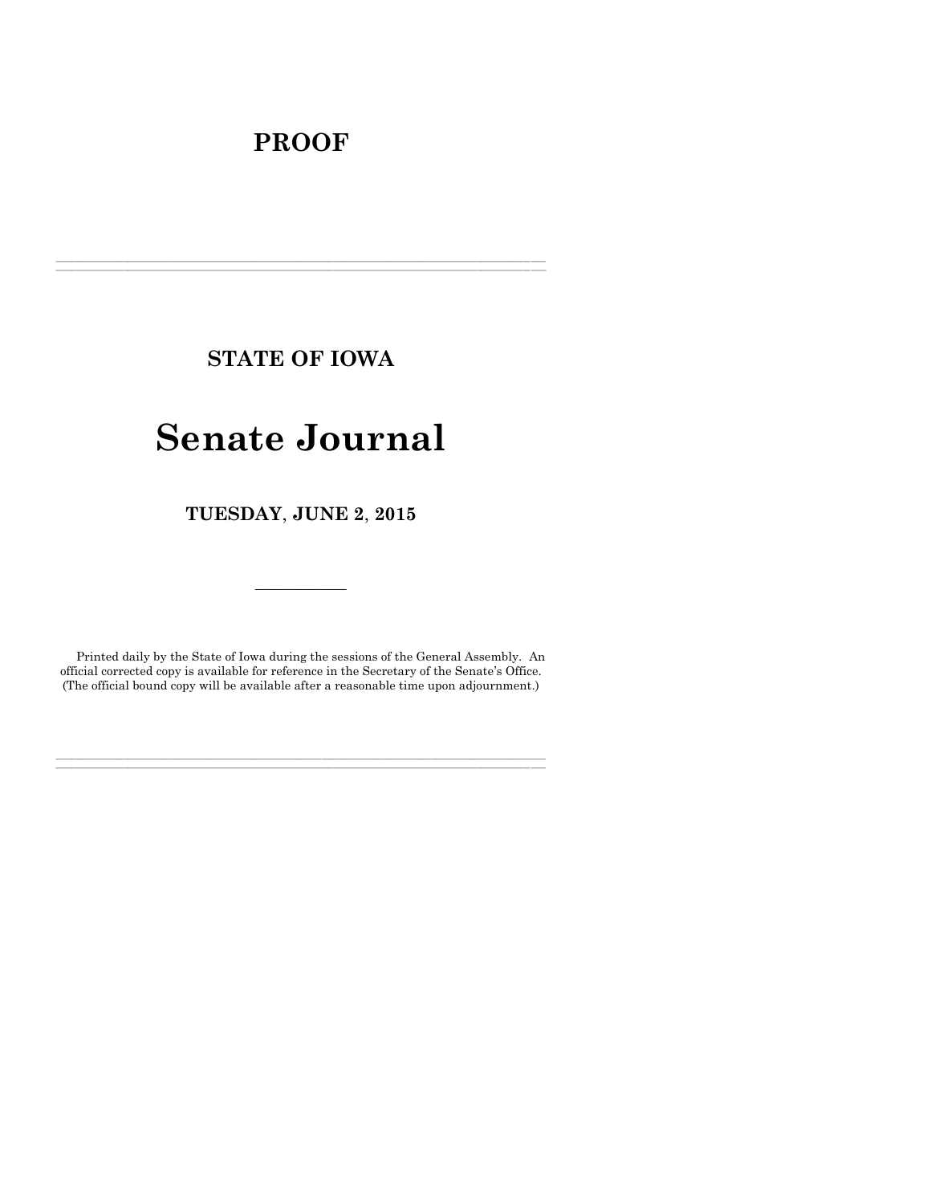# PROOF

---

## STATE OF IOWA

# Senate Journal

## TUESDAY, JUNE 2, 2015

---

Printed daily by the State of Iowa during the sessions of the General Assembly. An official corrected copy is available for reference in the Secretary of the Senate's Office. (The official bound copy will be available after a reasonable time upon adjournment.)

---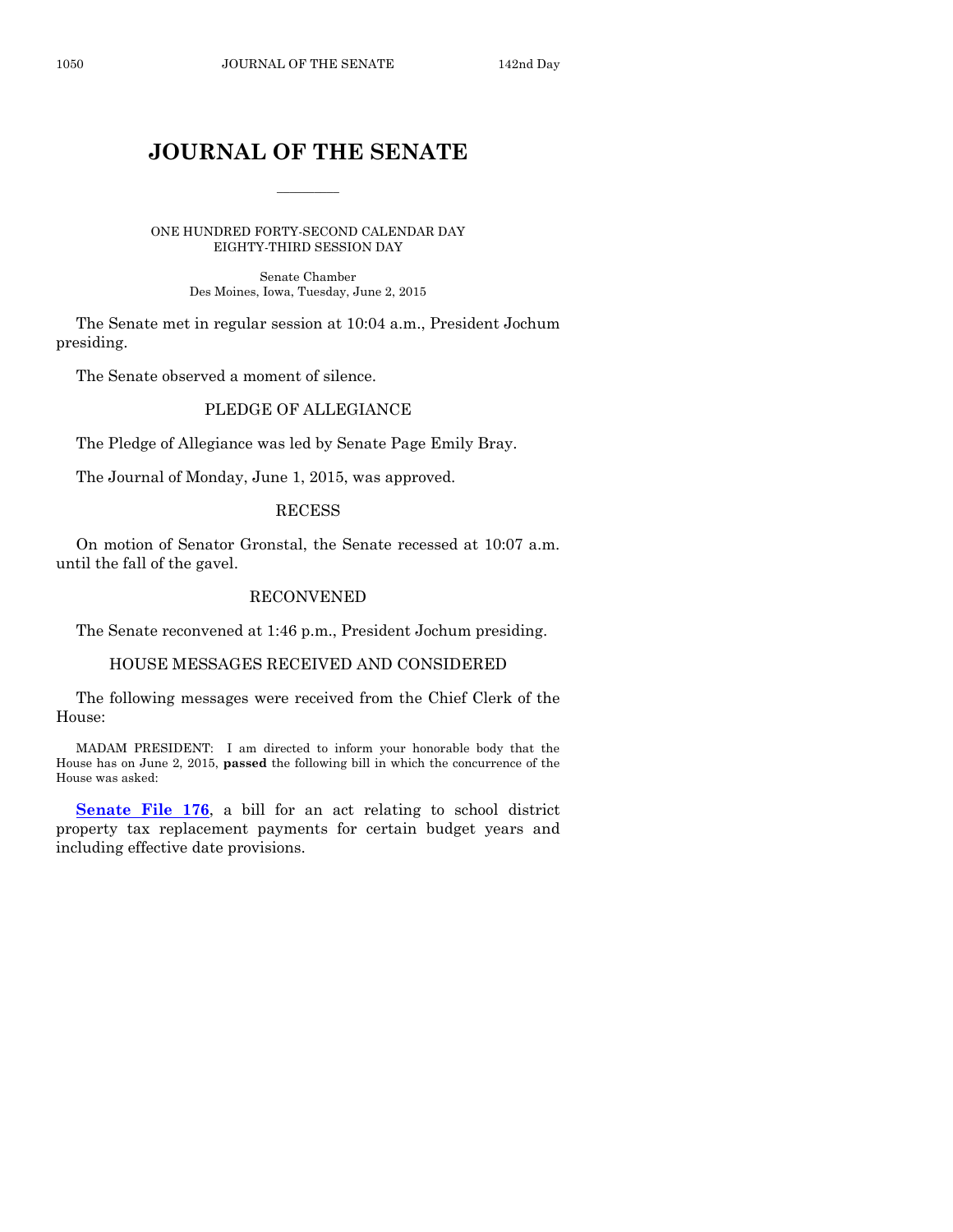# JOURNAL OF THE SENATE

ONE HUNDRED FORTY-SECOND CALENDAR DAY
EIGHTY-THIRD SESSION DAY

Senate Chamber
Des Moines, Iowa, Tuesday, June 2, 2015

The Senate met in regular session at 10:04 a.m., President Jochum presiding.

The Senate observed a moment of silence.

## PLEDGE OF ALLEGIANCE

The Pledge of Allegiance was led by Senate Page Emily Bray.

The Journal of Monday, June 1, 2015, was approved.

## RECESS

On motion of Senator Gronstal, the Senate recessed at 10:07 a.m. until the fall of the gavel.

## RECONVENED

The Senate reconvened at 1:46 p.m., President Jochum presiding.

## HOUSE MESSAGES RECEIVED AND CONSIDERED

The following messages were received from the Chief Clerk of the House:

MADAM PRESIDENT: I am directed to inform your honorable body that the House has on June 2, 2015, **passed** the following bill in which the concurrence of the House was asked:

**Senate File 176**, a bill for an act relating to school district property tax replacement payments for certain budget years and including effective date provisions.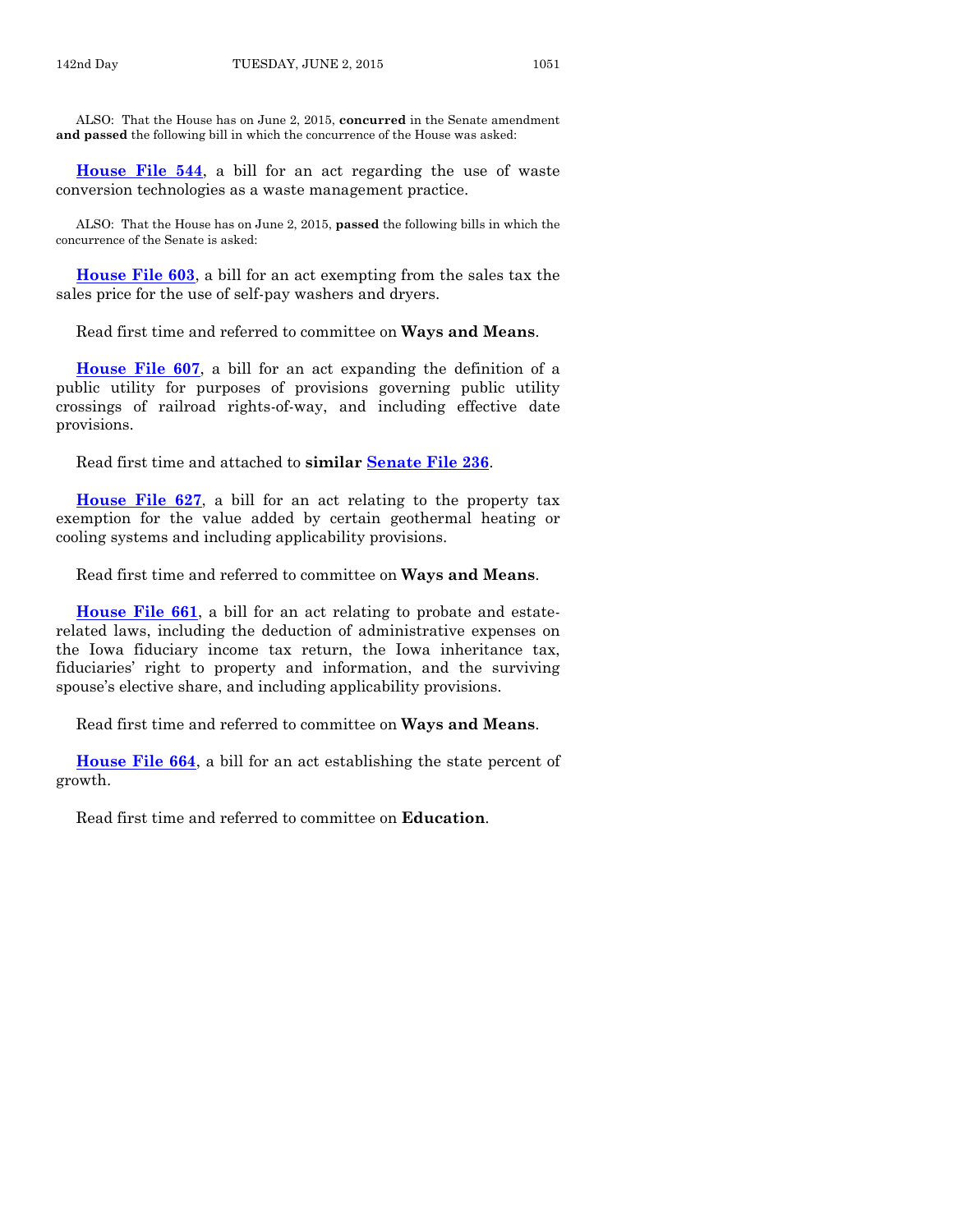ALSO: That the House has on June 2, 2015, **concurred** in the Senate amendment **and passed** the following bill in which the concurrence of the House was asked:

**House File 544**, a bill for an act regarding the use of waste conversion technologies as a waste management practice.

ALSO: That the House has on June 2, 2015, **passed** the following bills in which the concurrence of the Senate is asked:

**House File 603**, a bill for an act exempting from the sales tax the sales price for the use of self-pay washers and dryers.

Read first time and referred to committee on **Ways and Means**.

**House File 607**, a bill for an act expanding the definition of a public utility for purposes of provisions governing public utility crossings of railroad rights-of-way, and including effective date provisions.

Read first time and attached to **similar Senate File 236**.

**House File 627**, a bill for an act relating to the property tax exemption for the value added by certain geothermal heating or cooling systems and including applicability provisions.

Read first time and referred to committee on **Ways and Means**.

**House File 661**, a bill for an act relating to probate and estate-related laws, including the deduction of administrative expenses on the Iowa fiduciary income tax return, the Iowa inheritance tax, fiduciaries' right to property and information, and the surviving spouse's elective share, and including applicability provisions.

Read first time and referred to committee on **Ways and Means**.

**House File 664**, a bill for an act establishing the state percent of growth.

Read first time and referred to committee on **Education**.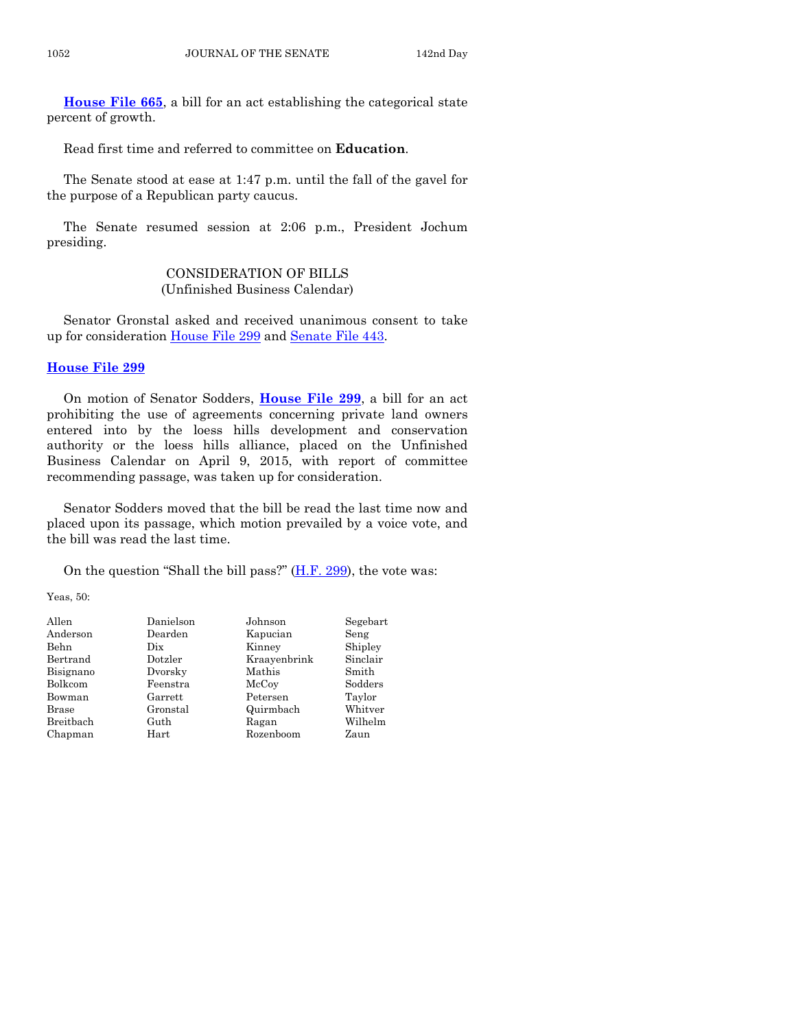**House File 665**, a bill for an act establishing the categorical state percent of growth.

Read first time and referred to committee on **Education**.

The Senate stood at ease at 1:47 p.m. until the fall of the gavel for the purpose of a Republican party caucus.

The Senate resumed session at 2:06 p.m., President Jochum presiding.

CONSIDERATION OF BILLS
(Unfinished Business Calendar)

Senator Gronstal asked and received unanimous consent to take up for consideration House File 299 and Senate File 443.

**House File 299**

On motion of Senator Sodders, **House File 299**, a bill for an act prohibiting the use of agreements concerning private land owners entered into by the loess hills development and conservation authority or the loess hills alliance, placed on the Unfinished Business Calendar on April 9, 2015, with report of committee recommending passage, was taken up for consideration.

Senator Sodders moved that the bill be read the last time now and placed upon its passage, which motion prevailed by a voice vote, and the bill was read the last time.

On the question "Shall the bill pass?" (H.F. 299), the vote was:

Yeas, 50:

| | | | |
|---|---|---|---|
| Allen | Danielson | Johnson | Segebart |
| Anderson | Dearden | Kapucian | Seng |
| Behn | Dix | Kinney | Shipley |
| Bertrand | Dotzler | Kraayenbrink | Sinclair |
| Bisignano | Dvorsky | Mathis | Smith |
| Bolkcom | Feenstra | McCoy | Sodders |
| Bowman | Garrett | Petersen | Taylor |
| Brase | Gronstal | Quirmbach | Whitver |
| Breitbach | Guth | Ragan | Wilhelm |
| Chapman | Hart | Rozenboom | Zaun |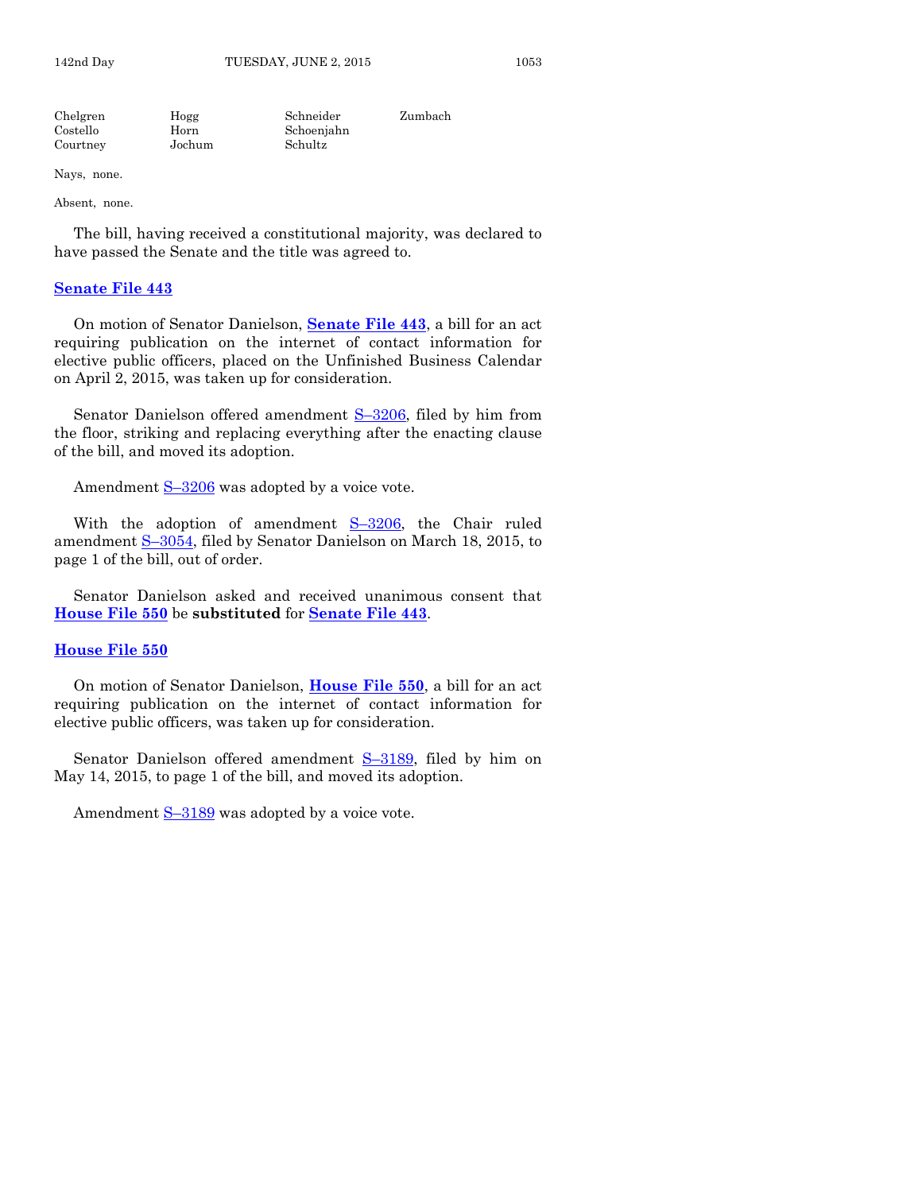| | | | |
|---|---|---|---|
| Chelgren | Hogg | Schneider | Zumbach |
| Costello | Horn | Schoenjahn | |
| Courtney | Jochum | Schultz | |

Nays, none.

Absent, none.

The bill, having received a constitutional majority, was declared to have passed the Senate and the title was agreed to.

## Senate File 443

On motion of Senator Danielson, **Senate File 443**, a bill for an act requiring publication on the internet of contact information for elective public officers, placed on the Unfinished Business Calendar on April 2, 2015, was taken up for consideration.

Senator Danielson offered amendment S–3206, filed by him from the floor, striking and replacing everything after the enacting clause of the bill, and moved its adoption.

Amendment S–3206 was adopted by a voice vote.

With the adoption of amendment S–3206, the Chair ruled amendment S–3054, filed by Senator Danielson on March 18, 2015, to page 1 of the bill, out of order.

Senator Danielson asked and received unanimous consent that **House File 550** be **substituted** for **Senate File 443**.

## House File 550

On motion of Senator Danielson, **House File 550**, a bill for an act requiring publication on the internet of contact information for elective public officers, was taken up for consideration.

Senator Danielson offered amendment S–3189, filed by him on May 14, 2015, to page 1 of the bill, and moved its adoption.

Amendment S–3189 was adopted by a voice vote.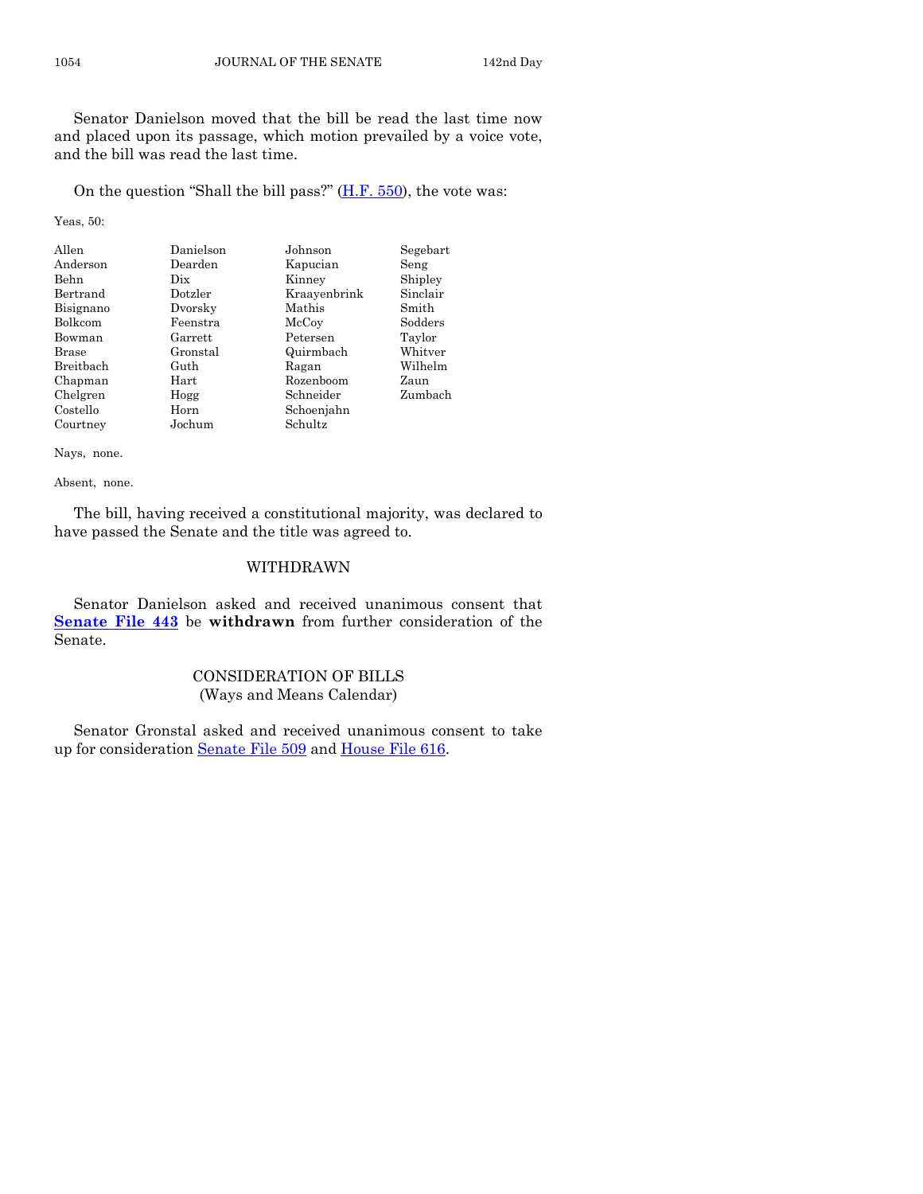Senator Danielson moved that the bill be read the last time now and placed upon its passage, which motion prevailed by a voice vote, and the bill was read the last time.

On the question "Shall the bill pass?" (H.F. 550), the vote was:

Yeas, 50:

| | | | |
|---|---|---|---|
| Allen | Danielson | Johnson | Segebart |
| Anderson | Dearden | Kapucian | Seng |
| Behn | Dix | Kinney | Shipley |
| Bertrand | Dotzler | Kraayenbrink | Sinclair |
| Bisignano | Dvorsky | Mathis | Smith |
| Bolkcom | Feenstra | McCoy | Sodders |
| Bowman | Garrett | Petersen | Taylor |
| Brase | Gronstal | Quirmbach | Whitver |
| Breitbach | Guth | Ragan | Wilhelm |
| Chapman | Hart | Rozenboom | Zaun |
| Chelgren | Hogg | Schneider | Zumbach |
| Costello | Horn | Schoenjahn | |
| Courtney | Jochum | Schultz | |

Nays, none.

Absent, none.

The bill, having received a constitutional majority, was declared to have passed the Senate and the title was agreed to.

## WITHDRAWN

Senator Danielson asked and received unanimous consent that **Senate File 443** be **withdrawn** from further consideration of the Senate.

## CONSIDERATION OF BILLS
(Ways and Means Calendar)

Senator Gronstal asked and received unanimous consent to take up for consideration Senate File 509 and House File 616.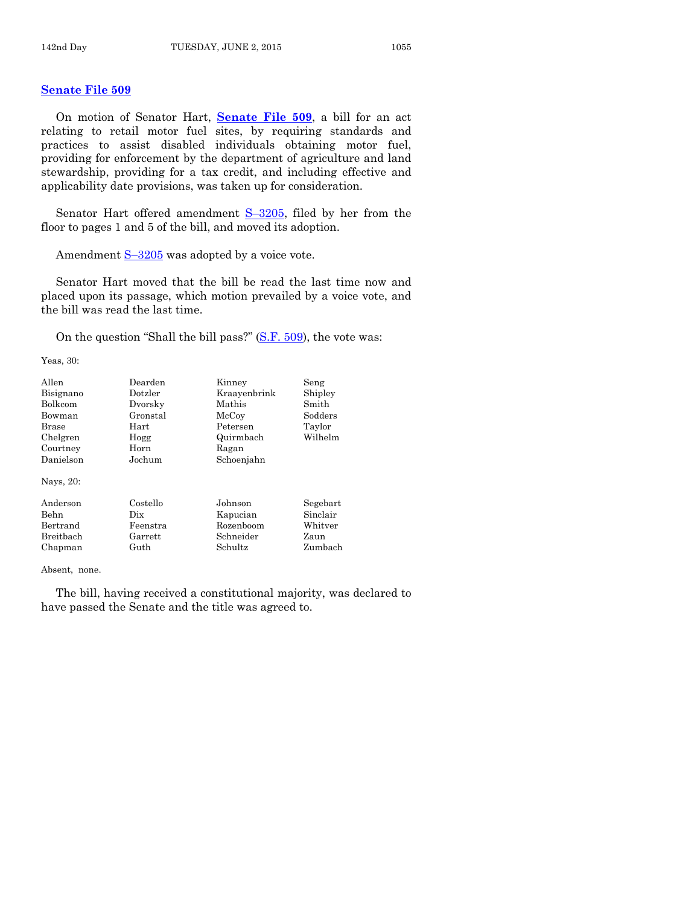## Senate File 509

On motion of Senator Hart, **Senate File 509**, a bill for an act relating to retail motor fuel sites, by requiring standards and practices to assist disabled individuals obtaining motor fuel, providing for enforcement by the department of agriculture and land stewardship, providing for a tax credit, and including effective and applicability date provisions, was taken up for consideration.

Senator Hart offered amendment S–3205, filed by her from the floor to pages 1 and 5 of the bill, and moved its adoption.

Amendment S–3205 was adopted by a voice vote.

Senator Hart moved that the bill be read the last time now and placed upon its passage, which motion prevailed by a voice vote, and the bill was read the last time.

On the question "Shall the bill pass?" (S.F. 509), the vote was:

Yeas, 30:

| | | | |
|---|---|---|---|
| Allen | Dearden | Kinney | Seng |
| Bisignano | Dotzler | Kraayenbrink | Shipley |
| Bolkcom | Dvorsky | Mathis | Smith |
| Bowman | Gronstal | McCoy | Sodders |
| Brase | Hart | Petersen | Taylor |
| Chelgren | Hogg | Quirmbach | Wilhelm |
| Courtney | Horn | Ragan | |
| Danielson | Jochum | Schoenjahn | |

Nays, 20:

| | | | |
|---|---|---|---|
| Anderson | Costello | Johnson | Segebart |
| Behn | Dix | Kapucian | Sinclair |
| Bertrand | Feenstra | Rozenboom | Whitver |
| Breitbach | Garrett | Schneider | Zaun |
| Chapman | Guth | Schultz | Zumbach |

Absent, none.

The bill, having received a constitutional majority, was declared to have passed the Senate and the title was agreed to.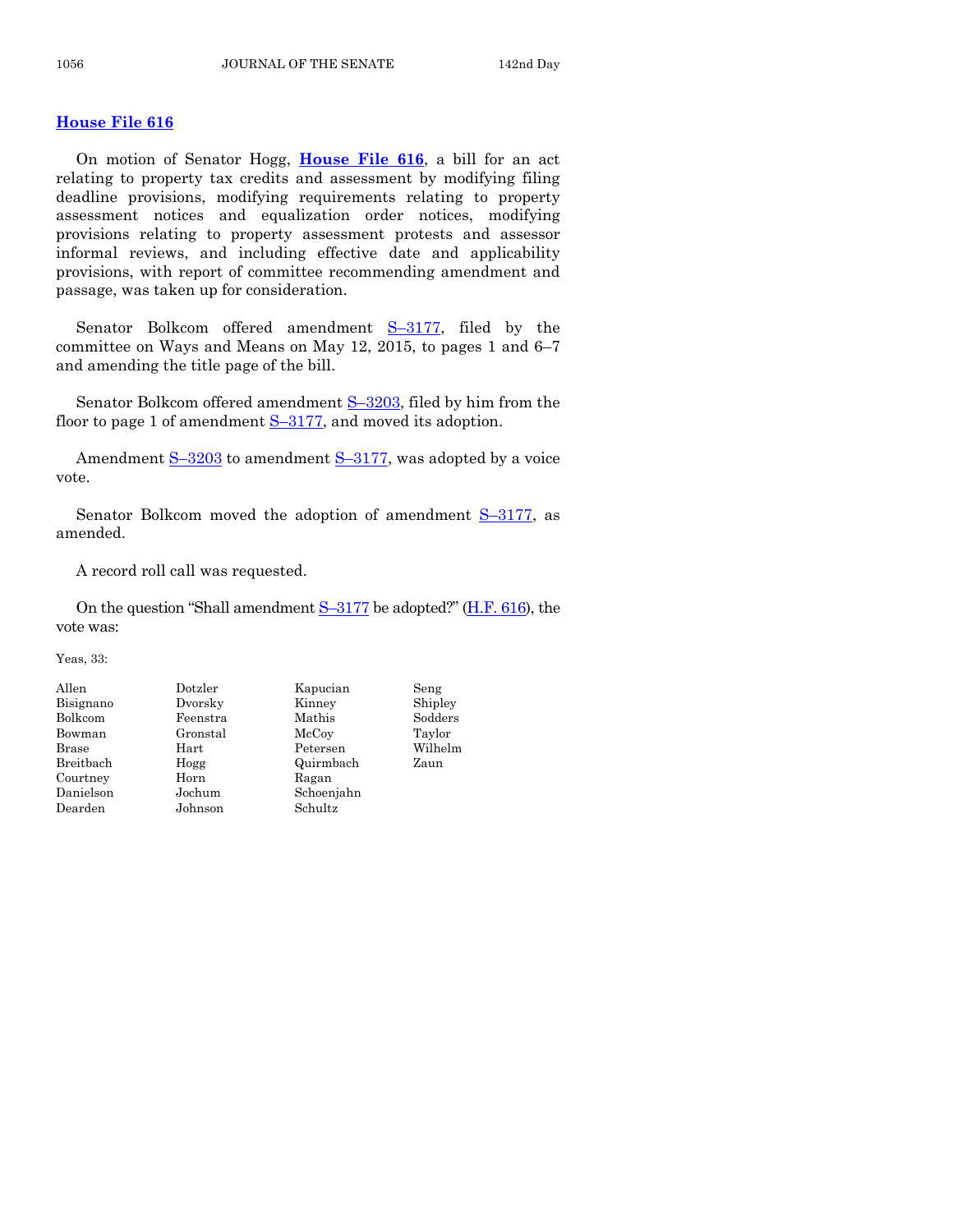## House File 616

On motion of Senator Hogg, **House File 616**, a bill for an act relating to property tax credits and assessment by modifying filing deadline provisions, modifying requirements relating to property assessment notices and equalization order notices, modifying provisions relating to property assessment protests and assessor informal reviews, and including effective date and applicability provisions, with report of committee recommending amendment and passage, was taken up for consideration.

Senator Bolkcom offered amendment S–3177, filed by the committee on Ways and Means on May 12, 2015, to pages 1 and 6–7 and amending the title page of the bill.

Senator Bolkcom offered amendment S–3203, filed by him from the floor to page 1 of amendment S–3177, and moved its adoption.

Amendment S–3203 to amendment S–3177, was adopted by a voice vote.

Senator Bolkcom moved the adoption of amendment S–3177, as amended.

A record roll call was requested.

On the question "Shall amendment S–3177 be adopted?" (H.F. 616), the vote was:

Yeas, 33:

| | | | |
|---|---|---|---|
| Allen | Dotzler | Kapucian | Seng |
| Bisignano | Dvorsky | Kinney | Shipley |
| Bolkcom | Feenstra | Mathis | Sodders |
| Bowman | Gronstal | McCoy | Taylor |
| Brase | Hart | Petersen | Wilhelm |
| Breitbach | Hogg | Quirmbach | Zaun |
| Courtney | Horn | Ragan | |
| Danielson | Jochum | Schoenjahn | |
| Dearden | Johnson | Schultz | |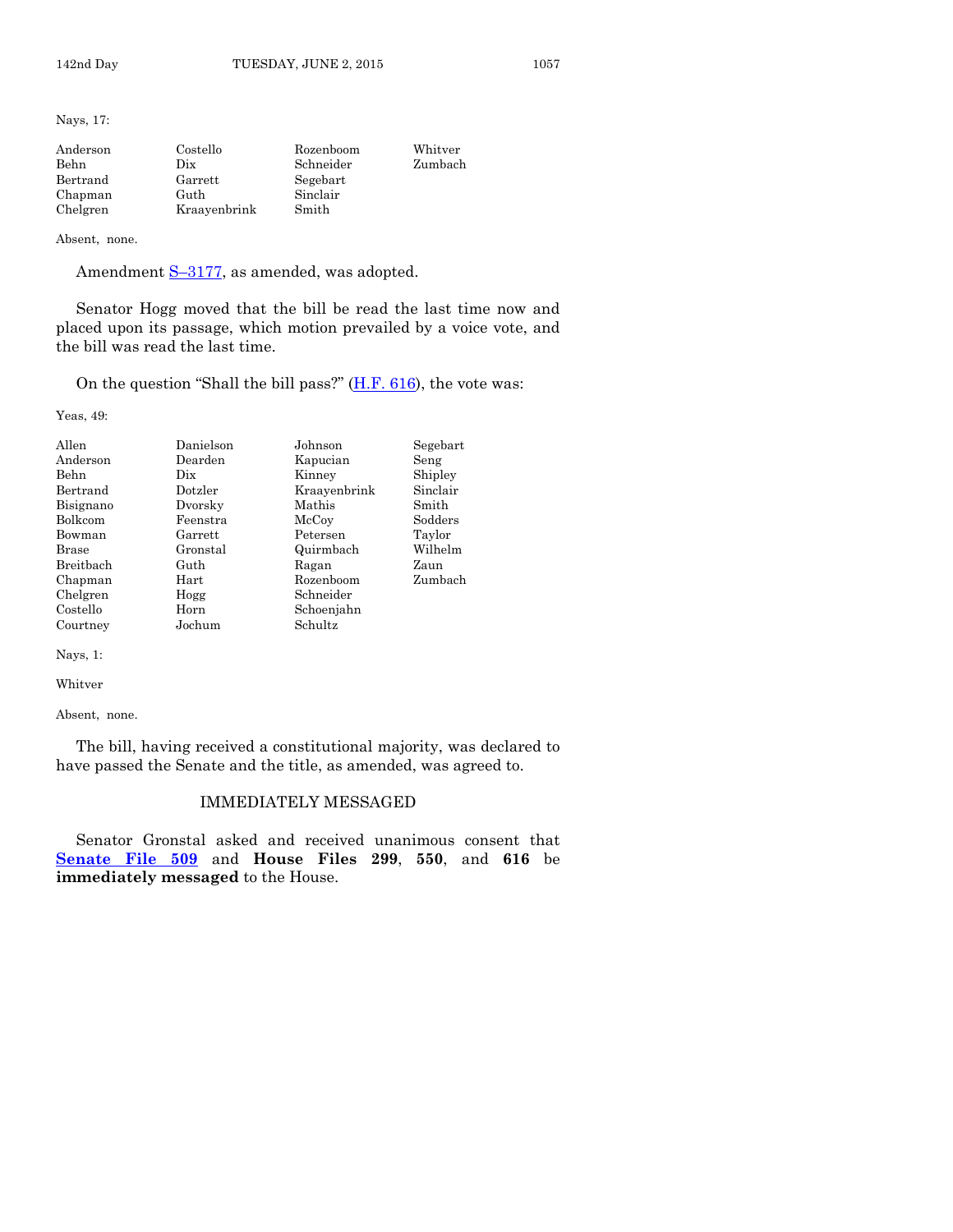Nays, 17:

| | | | |
|---|---|---|---|
| Anderson | Costello | Rozenboom | Whitver |
| Behn | Dix | Schneider | Zumbach |
| Bertrand | Garrett | Segebart | |
| Chapman | Guth | Sinclair | |
| Chelgren | Kraayenbrink | Smith | |

Absent, none.

Amendment S–3177, as amended, was adopted.

Senator Hogg moved that the bill be read the last time now and placed upon its passage, which motion prevailed by a voice vote, and the bill was read the last time.

On the question "Shall the bill pass?" (H.F. 616), the vote was:

Yeas, 49:

| | | | |
|---|---|---|---|
| Allen | Danielson | Johnson | Segebart |
| Anderson | Dearden | Kapucian | Seng |
| Behn | Dix | Kinney | Shipley |
| Bertrand | Dotzler | Kraayenbrink | Sinclair |
| Bisignano | Dvorsky | Mathis | Smith |
| Bolkcom | Feenstra | McCoy | Sodders |
| Bowman | Garrett | Petersen | Taylor |
| Brase | Gronstal | Quirmbach | Wilhelm |
| Breitbach | Guth | Ragan | Zaun |
| Chapman | Hart | Rozenboom | Zumbach |
| Chelgren | Hogg | Schneider | |
| Costello | Horn | Schoenjahn | |
| Courtney | Jochum | Schultz | |

Nays, 1:

Whitver

Absent, none.

The bill, having received a constitutional majority, was declared to have passed the Senate and the title, as amended, was agreed to.

## IMMEDIATELY MESSAGED

Senator Gronstal asked and received unanimous consent that **Senate File 509** and **House Files 299**, **550**, and **616** be **immediately messaged** to the House.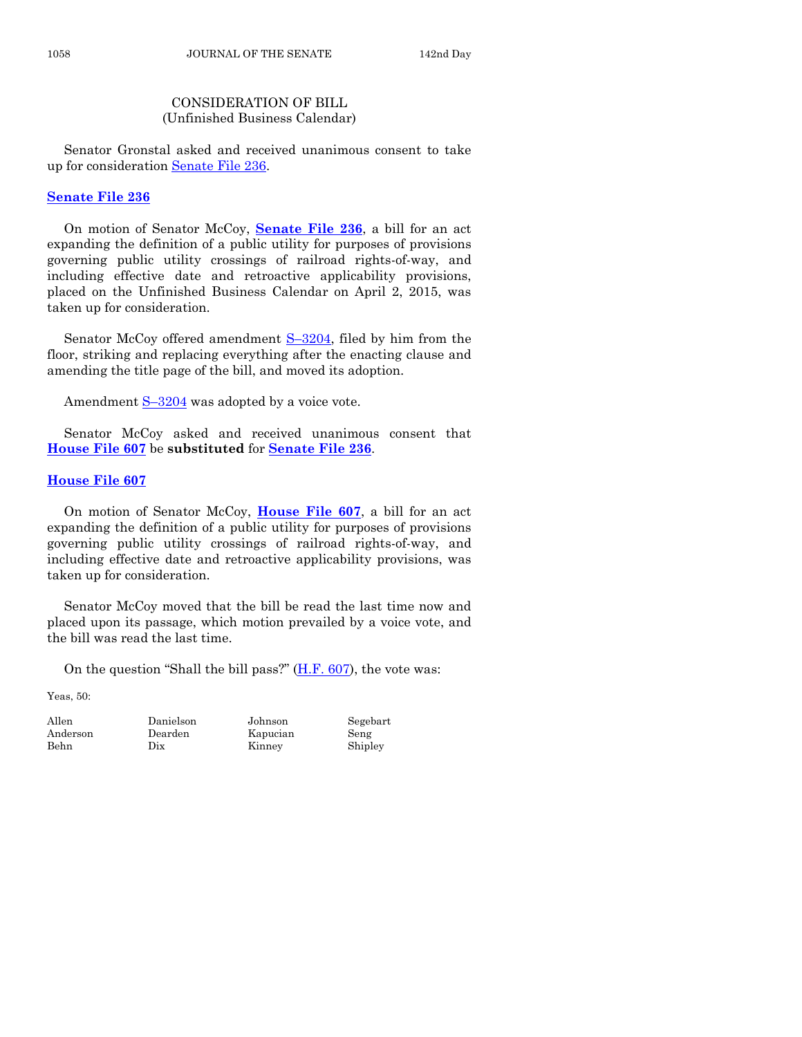## CONSIDERATION OF BILL
(Unfinished Business Calendar)

Senator Gronstal asked and received unanimous consent to take up for consideration Senate File 236.

### Senate File 236

On motion of Senator McCoy, **Senate File 236**, a bill for an act expanding the definition of a public utility for purposes of provisions governing public utility crossings of railroad rights-of-way, and including effective date and retroactive applicability provisions, placed on the Unfinished Business Calendar on April 2, 2015, was taken up for consideration.

Senator McCoy offered amendment S–3204, filed by him from the floor, striking and replacing everything after the enacting clause and amending the title page of the bill, and moved its adoption.

Amendment S–3204 was adopted by a voice vote.

Senator McCoy asked and received unanimous consent that **House File 607** be **substituted** for **Senate File 236**.

### House File 607

On motion of Senator McCoy, **House File 607**, a bill for an act expanding the definition of a public utility for purposes of provisions governing public utility crossings of railroad rights-of-way, and including effective date and retroactive applicability provisions, was taken up for consideration.

Senator McCoy moved that the bill be read the last time now and placed upon its passage, which motion prevailed by a voice vote, and the bill was read the last time.

On the question "Shall the bill pass?" (H.F. 607), the vote was:

Yeas, 50:

| | | | |
|---|---|---|---|
| Allen | Danielson | Johnson | Segebart |
| Anderson | Dearden | Kapucian | Seng |
| Behn | Dix | Kinney | Shipley |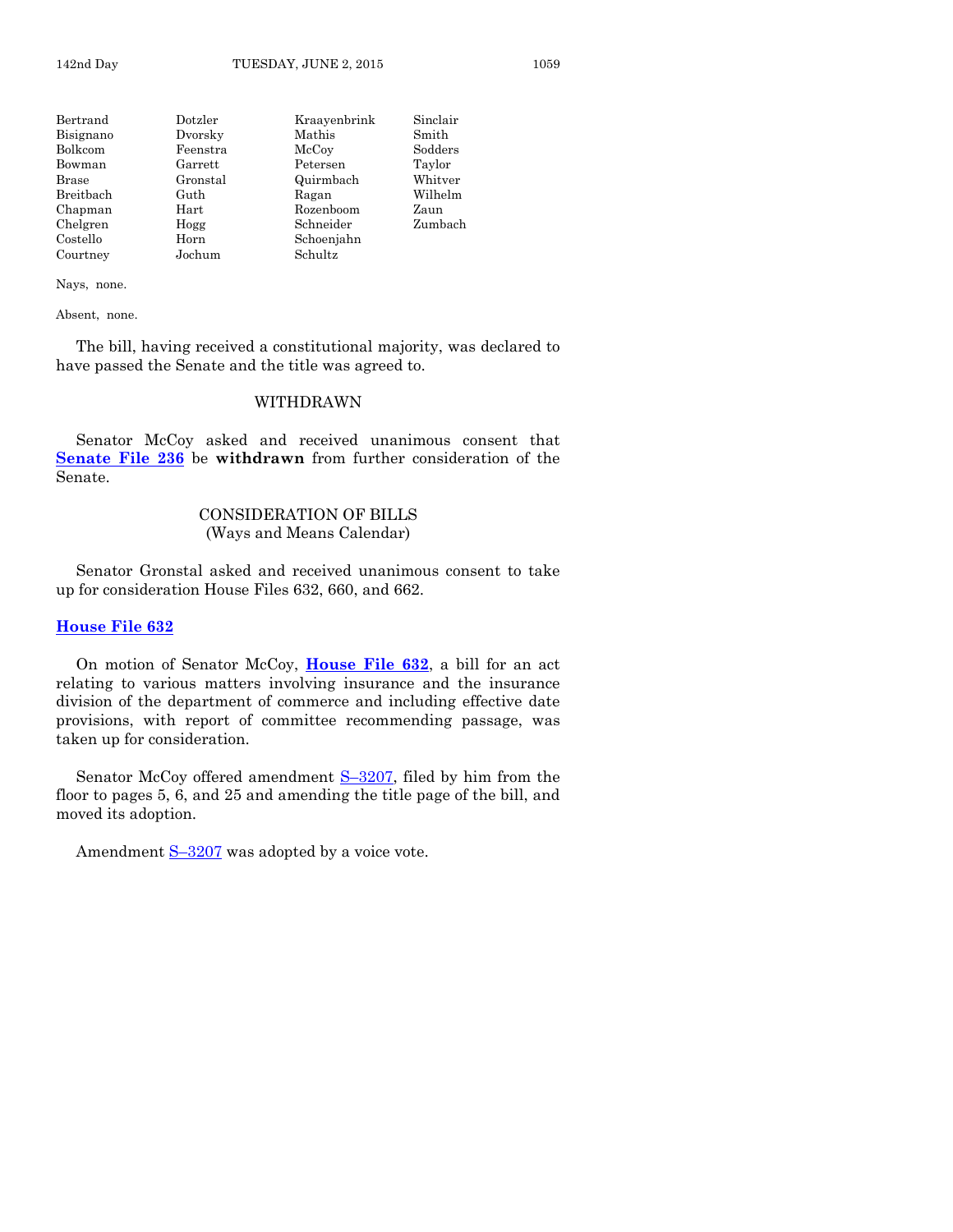| | | | |
|---|---|---|---|
| Bertrand | Dotzler | Kraayenbrink | Sinclair |
| Bisignano | Dvorsky | Mathis | Smith |
| Bolkcom | Feenstra | McCoy | Sodders |
| Bowman | Garrett | Petersen | Taylor |
| Brase | Gronstal | Quirmbach | Whitver |
| Breitbach | Guth | Ragan | Wilhelm |
| Chapman | Hart | Rozenboom | Zaun |
| Chelgren | Hogg | Schneider | Zumbach |
| Costello | Horn | Schoenjahn | |
| Courtney | Jochum | Schultz | |

Nays, none.

Absent, none.

The bill, having received a constitutional majority, was declared to have passed the Senate and the title was agreed to.

## WITHDRAWN

Senator McCoy asked and received unanimous consent that **Senate File 236** be **withdrawn** from further consideration of the Senate.

## CONSIDERATION OF BILLS
(Ways and Means Calendar)

Senator Gronstal asked and received unanimous consent to take up for consideration House Files 632, 660, and 662.

### House File 632

On motion of Senator McCoy, **House File 632**, a bill for an act relating to various matters involving insurance and the insurance division of the department of commerce and including effective date provisions, with report of committee recommending passage, was taken up for consideration.

Senator McCoy offered amendment S–3207, filed by him from the floor to pages 5, 6, and 25 and amending the title page of the bill, and moved its adoption.

Amendment S–3207 was adopted by a voice vote.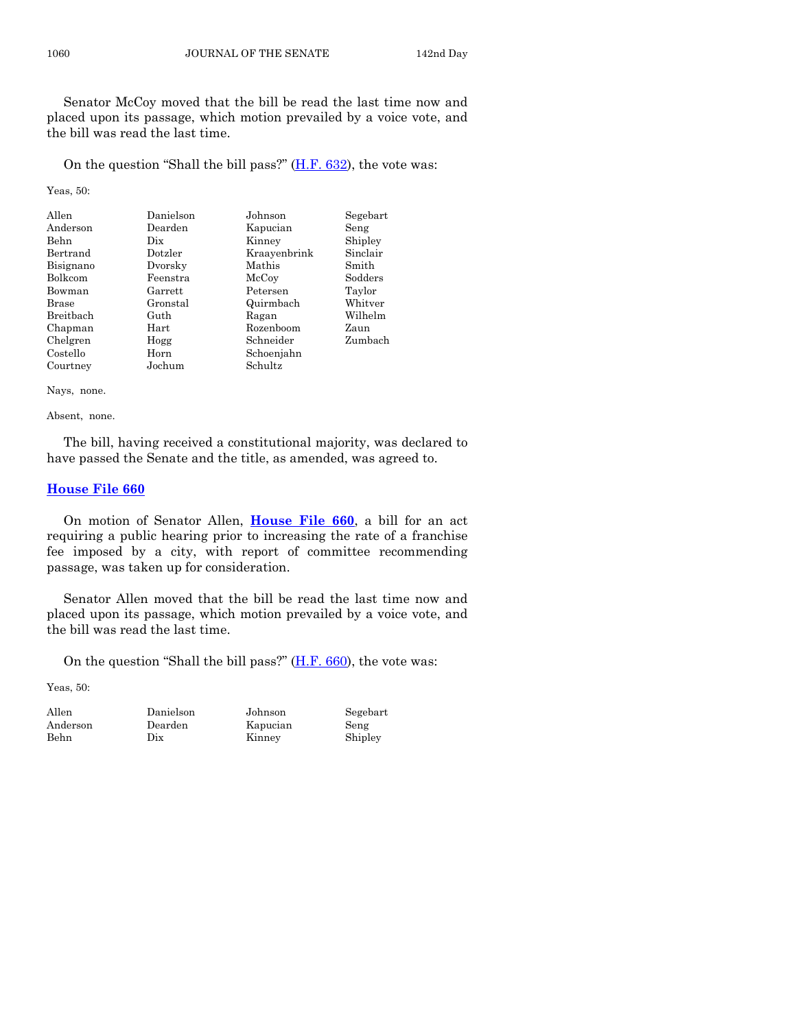Senator McCoy moved that the bill be read the last time now and placed upon its passage, which motion prevailed by a voice vote, and the bill was read the last time.

On the question "Shall the bill pass?" (H.F. 632), the vote was:

Yeas, 50:

| | | | |
|---|---|---|---|
| Allen | Danielson | Johnson | Segebart |
| Anderson | Dearden | Kapucian | Seng |
| Behn | Dix | Kinney | Shipley |
| Bertrand | Dotzler | Kraayenbrink | Sinclair |
| Bisignano | Dvorsky | Mathis | Smith |
| Bolkcom | Feenstra | McCoy | Sodders |
| Bowman | Garrett | Petersen | Taylor |
| Brase | Gronstal | Quirmbach | Whitver |
| Breitbach | Guth | Ragan | Wilhelm |
| Chapman | Hart | Rozenboom | Zaun |
| Chelgren | Hogg | Schneider | Zumbach |
| Costello | Horn | Schoenjahn | |
| Courtney | Jochum | Schultz | |

Nays, none.

Absent, none.

The bill, having received a constitutional majority, was declared to have passed the Senate and the title, as amended, was agreed to.

## House File 660

On motion of Senator Allen, **House File 660**, a bill for an act requiring a public hearing prior to increasing the rate of a franchise fee imposed by a city, with report of committee recommending passage, was taken up for consideration.

Senator Allen moved that the bill be read the last time now and placed upon its passage, which motion prevailed by a voice vote, and the bill was read the last time.

On the question "Shall the bill pass?" (H.F. 660), the vote was:

Yeas, 50:

| | | | |
|---|---|---|---|
| Allen | Danielson | Johnson | Segebart |
| Anderson | Dearden | Kapucian | Seng |
| Behn | Dix | Kinney | Shipley |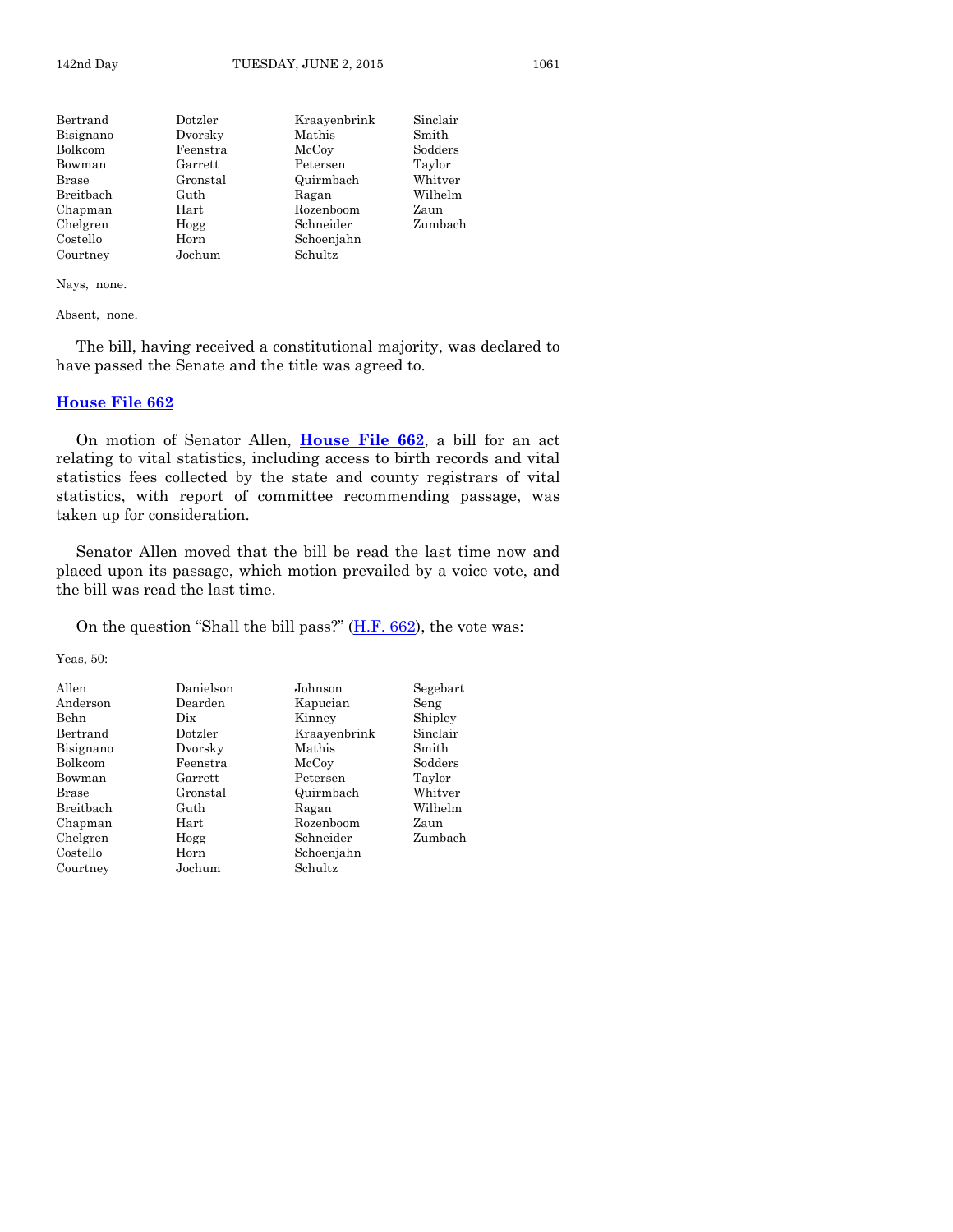| | | | |
|---|---|---|---|
| Bertrand | Dotzler | Kraayenbrink | Sinclair |
| Bisignano | Dvorsky | Mathis | Smith |
| Bolkcom | Feenstra | McCoy | Sodders |
| Bowman | Garrett | Petersen | Taylor |
| Brase | Gronstal | Quirmbach | Whitver |
| Breitbach | Guth | Ragan | Wilhelm |
| Chapman | Hart | Rozenboom | Zaun |
| Chelgren | Hogg | Schneider | Zumbach |
| Costello | Horn | Schoenjahn | |
| Courtney | Jochum | Schultz | |

Nays, none.

Absent, none.

The bill, having received a constitutional majority, was declared to have passed the Senate and the title was agreed to.

## House File 662

On motion of Senator Allen, **House File 662**, a bill for an act relating to vital statistics, including access to birth records and vital statistics fees collected by the state and county registrars of vital statistics, with report of committee recommending passage, was taken up for consideration.

Senator Allen moved that the bill be read the last time now and placed upon its passage, which motion prevailed by a voice vote, and the bill was read the last time.

On the question "Shall the bill pass?" (H.F. 662), the vote was:

Yeas, 50:

| | | | |
|---|---|---|---|
| Allen | Danielson | Johnson | Segebart |
| Anderson | Dearden | Kapucian | Seng |
| Behn | Dix | Kinney | Shipley |
| Bertrand | Dotzler | Kraayenbrink | Sinclair |
| Bisignano | Dvorsky | Mathis | Smith |
| Bolkcom | Feenstra | McCoy | Sodders |
| Bowman | Garrett | Petersen | Taylor |
| Brase | Gronstal | Quirmbach | Whitver |
| Breitbach | Guth | Ragan | Wilhelm |
| Chapman | Hart | Rozenboom | Zaun |
| Chelgren | Hogg | Schneider | Zumbach |
| Costello | Horn | Schoenjahn | |
| Courtney | Jochum | Schultz | |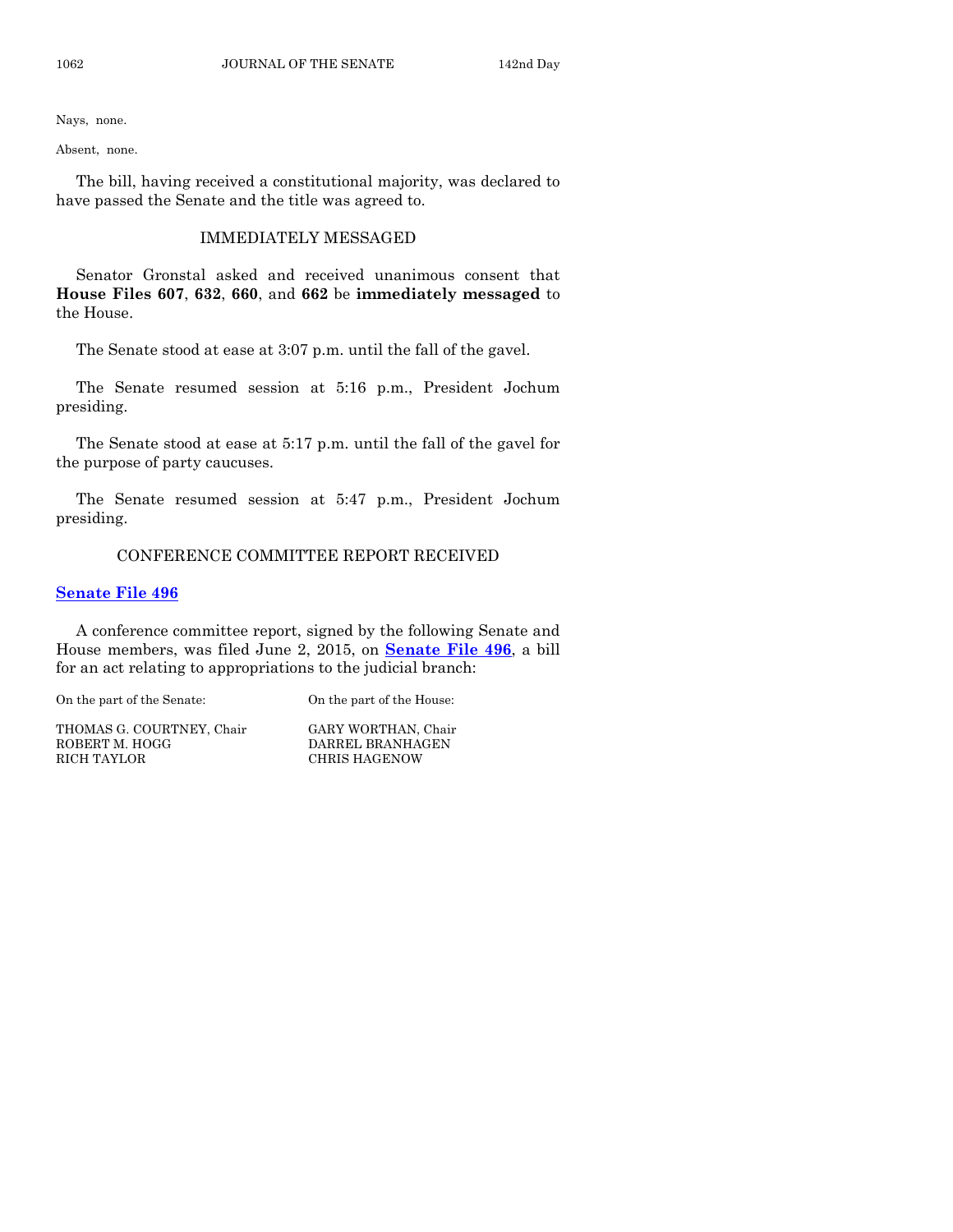Nays, none.

Absent, none.

The bill, having received a constitutional majority, was declared to have passed the Senate and the title was agreed to.

## IMMEDIATELY MESSAGED

Senator Gronstal asked and received unanimous consent that **House Files 607**, **632**, **660**, and **662** be **immediately messaged** to the House.

The Senate stood at ease at 3:07 p.m. until the fall of the gavel.

The Senate resumed session at 5:16 p.m., President Jochum presiding.

The Senate stood at ease at 5:17 p.m. until the fall of the gavel for the purpose of party caucuses.

The Senate resumed session at 5:47 p.m., President Jochum presiding.

## CONFERENCE COMMITTEE REPORT RECEIVED

**Senate File 496**

A conference committee report, signed by the following Senate and House members, was filed June 2, 2015, on **Senate File 496**, a bill for an act relating to appropriations to the judicial branch:

| On the part of the Senate: | On the part of the House: |
|---|---|
| THOMAS G. COURTNEY, Chair | GARY WORTHAN, Chair |
| ROBERT M. HOGG | DARREL BRANHAGEN |
| RICH TAYLOR | CHRIS HAGENOW |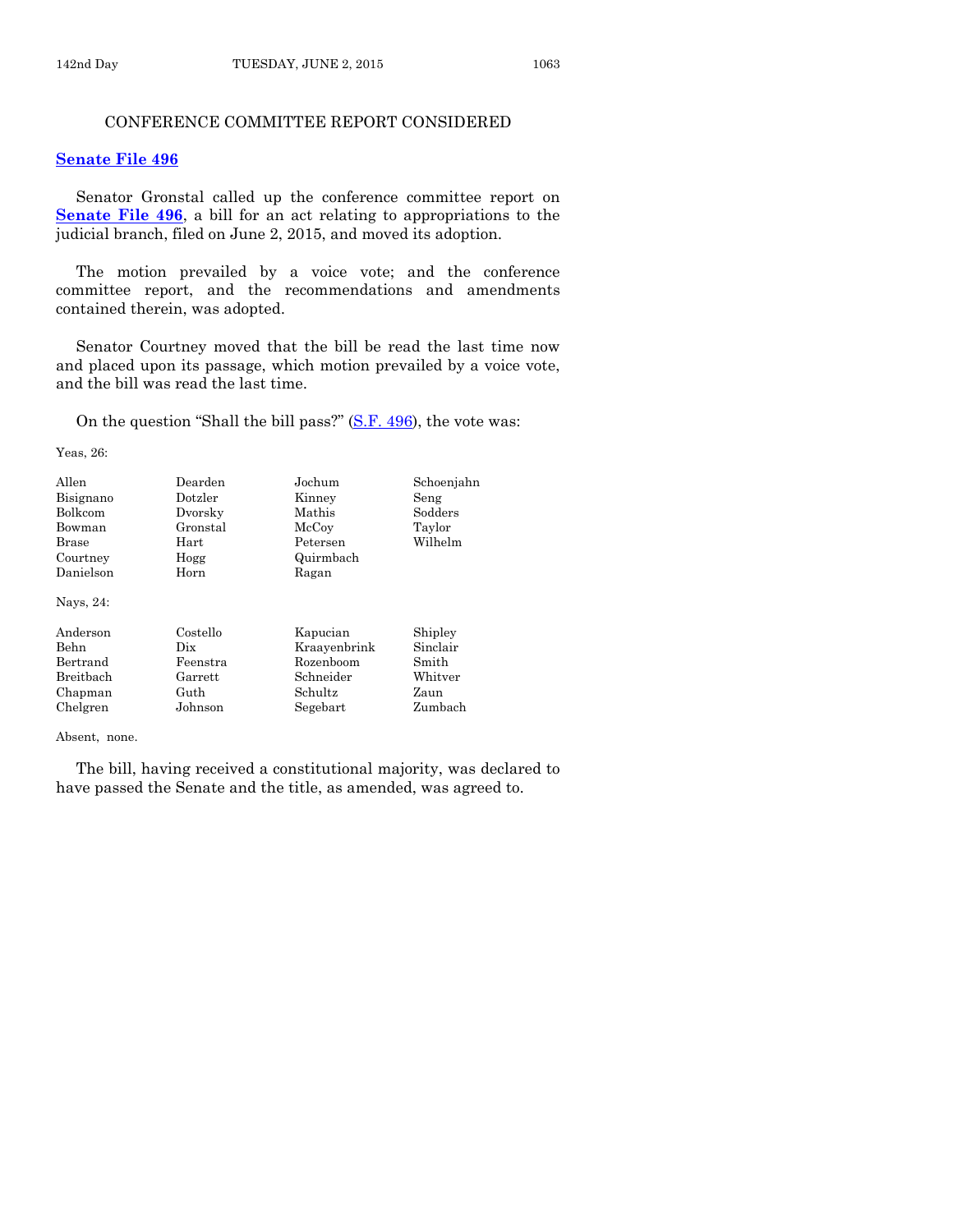## CONFERENCE COMMITTEE REPORT CONSIDERED

**Senate File 496**

Senator Gronstal called up the conference committee report on **Senate File 496**, a bill for an act relating to appropriations to the judicial branch, filed on June 2, 2015, and moved its adoption.

The motion prevailed by a voice vote; and the conference committee report, and the recommendations and amendments contained therein, was adopted.

Senator Courtney moved that the bill be read the last time now and placed upon its passage, which motion prevailed by a voice vote, and the bill was read the last time.

On the question "Shall the bill pass?" (S.F. 496), the vote was:

Yeas, 26:

| | | | |
|---|---|---|---|
| Allen | Dearden | Jochum | Schoenjahn |
| Bisignano | Dotzler | Kinney | Seng |
| Bolkcom | Dvorsky | Mathis | Sodders |
| Bowman | Gronstal | McCoy | Taylor |
| Brase | Hart | Petersen | Wilhelm |
| Courtney | Hogg | Quirmbach | |
| Danielson | Horn | Ragan | |

Nays, 24:

| | | | |
|---|---|---|---|
| Anderson | Costello | Kapucian | Shipley |
| Behn | Dix | Kraayenbrink | Sinclair |
| Bertrand | Feenstra | Rozenboom | Smith |
| Breitbach | Garrett | Schneider | Whitver |
| Chapman | Guth | Schultz | Zaun |
| Chelgren | Johnson | Segebart | Zumbach |

Absent, none.

The bill, having received a constitutional majority, was declared to have passed the Senate and the title, as amended, was agreed to.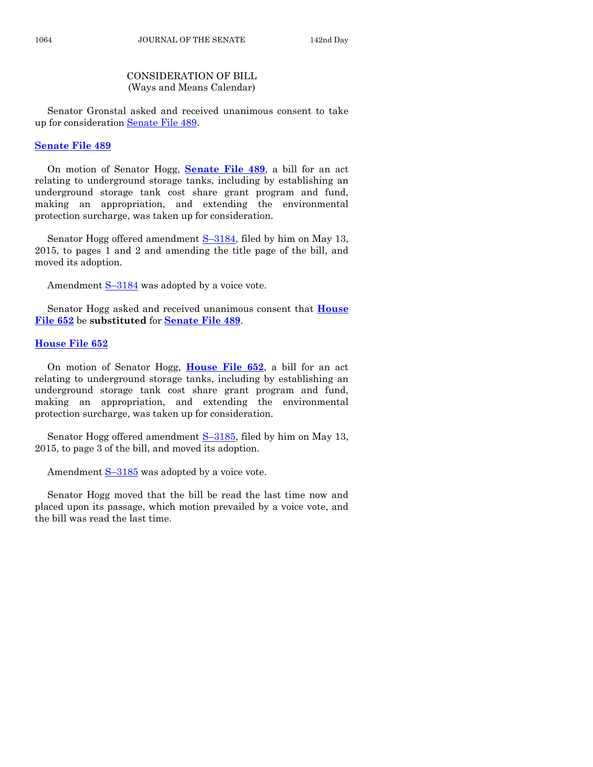## CONSIDERATION OF BILL
(Ways and Means Calendar)

Senator Gronstal asked and received unanimous consent to take up for consideration Senate File 489.

### Senate File 489

On motion of Senator Hogg, **Senate File 489**, a bill for an act relating to underground storage tanks, including by establishing an underground storage tank cost share grant program and fund, making an appropriation, and extending the environmental protection surcharge, was taken up for consideration.

Senator Hogg offered amendment S–3184, filed by him on May 13, 2015, to pages 1 and 2 and amending the title page of the bill, and moved its adoption.

Amendment S–3184 was adopted by a voice vote.

Senator Hogg asked and received unanimous consent that **House File 652** be **substituted** for **Senate File 489**.

### House File 652

On motion of Senator Hogg, **House File 652**, a bill for an act relating to underground storage tanks, including by establishing an underground storage tank cost share grant program and fund, making an appropriation, and extending the environmental protection surcharge, was taken up for consideration.

Senator Hogg offered amendment S–3185, filed by him on May 13, 2015, to page 3 of the bill, and moved its adoption.

Amendment S–3185 was adopted by a voice vote.

Senator Hogg moved that the bill be read the last time now and placed upon its passage, which motion prevailed by a voice vote, and the bill was read the last time.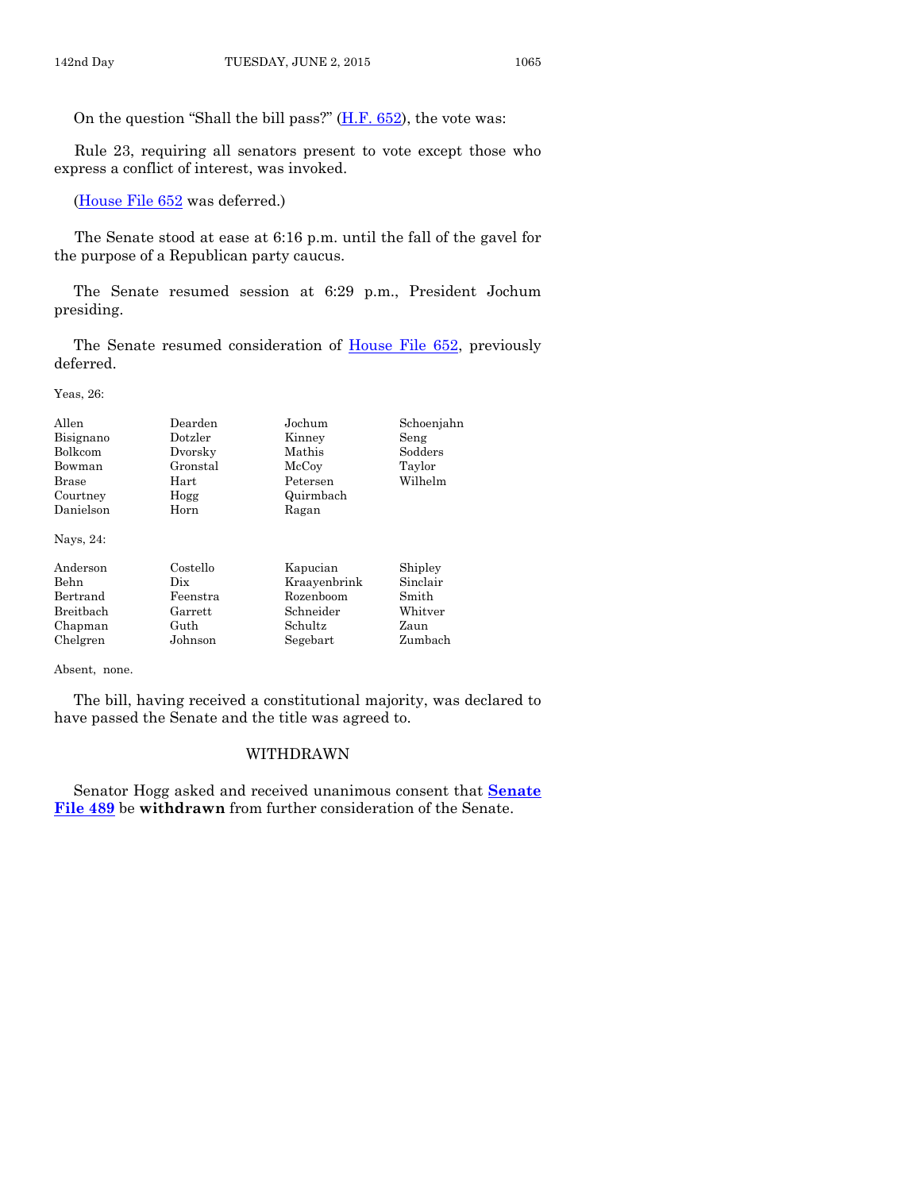On the question "Shall the bill pass?" (H.F. 652), the vote was:

Rule 23, requiring all senators present to vote except those who express a conflict of interest, was invoked.

(House File 652 was deferred.)

The Senate stood at ease at 6:16 p.m. until the fall of the gavel for the purpose of a Republican party caucus.

The Senate resumed session at 6:29 p.m., President Jochum presiding.

The Senate resumed consideration of House File 652, previously deferred.

Yeas, 26:

| | | | |
|---|---|---|---|
| Allen | Dearden | Jochum | Schoenjahn |
| Bisignano | Dotzler | Kinney | Seng |
| Bolkcom | Dvorsky | Mathis | Sodders |
| Bowman | Gronstal | McCoy | Taylor |
| Brase | Hart | Petersen | Wilhelm |
| Courtney | Hogg | Quirmbach | |
| Danielson | Horn | Ragan | |

Nays, 24:

| | | | |
|---|---|---|---|
| Anderson | Costello | Kapucian | Shipley |
| Behn | Dix | Kraayenbrink | Sinclair |
| Bertrand | Feenstra | Rozenboom | Smith |
| Breitbach | Garrett | Schneider | Whitver |
| Chapman | Guth | Schultz | Zaun |
| Chelgren | Johnson | Segebart | Zumbach |

Absent, none.

The bill, having received a constitutional majority, was declared to have passed the Senate and the title was agreed to.

## WITHDRAWN

Senator Hogg asked and received unanimous consent that **Senate File 489** be **withdrawn** from further consideration of the Senate.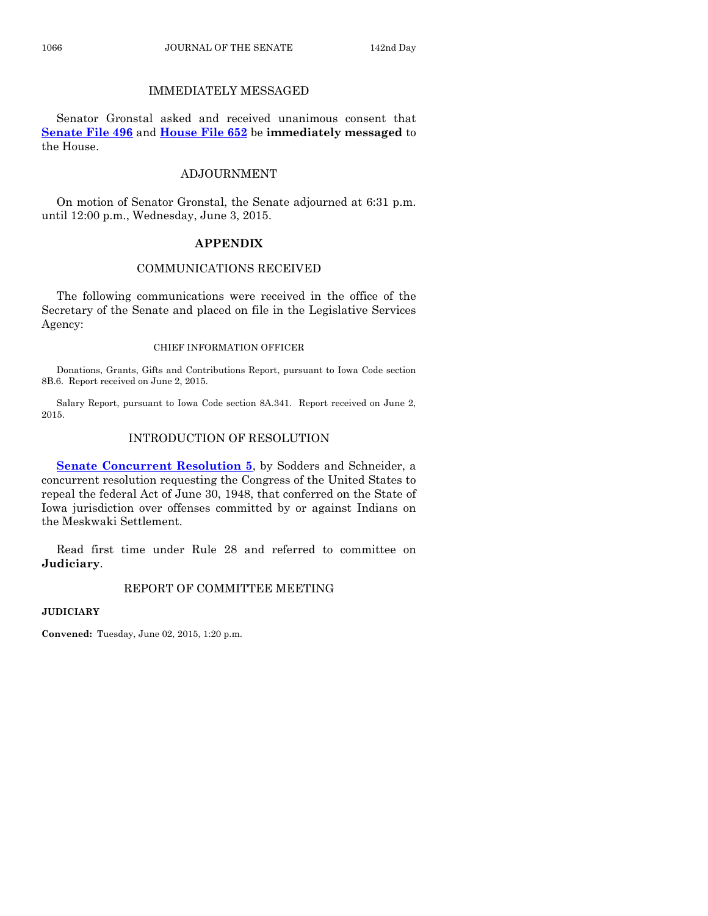## IMMEDIATELY MESSAGED

Senator Gronstal asked and received unanimous consent that **Senate File 496** and **House File 652** be **immediately messaged** to the House.

## ADJOURNMENT

On motion of Senator Gronstal, the Senate adjourned at 6:31 p.m. until 12:00 p.m., Wednesday, June 3, 2015.

# APPENDIX

## COMMUNICATIONS RECEIVED

The following communications were received in the office of the Secretary of the Senate and placed on file in the Legislative Services Agency:

### CHIEF INFORMATION OFFICER

Donations, Grants, Gifts and Contributions Report, pursuant to Iowa Code section 8B.6. Report received on June 2, 2015.

Salary Report, pursuant to Iowa Code section 8A.341. Report received on June 2, 2015.

## INTRODUCTION OF RESOLUTION

**Senate Concurrent Resolution 5**, by Sodders and Schneider, a concurrent resolution requesting the Congress of the United States to repeal the federal Act of June 30, 1948, that conferred on the State of Iowa jurisdiction over offenses committed by or against Indians on the Meskwaki Settlement.

Read first time under Rule 28 and referred to committee on **Judiciary**.

## REPORT OF COMMITTEE MEETING

**JUDICIARY**

**Convened:** Tuesday, June 02, 2015, 1:20 p.m.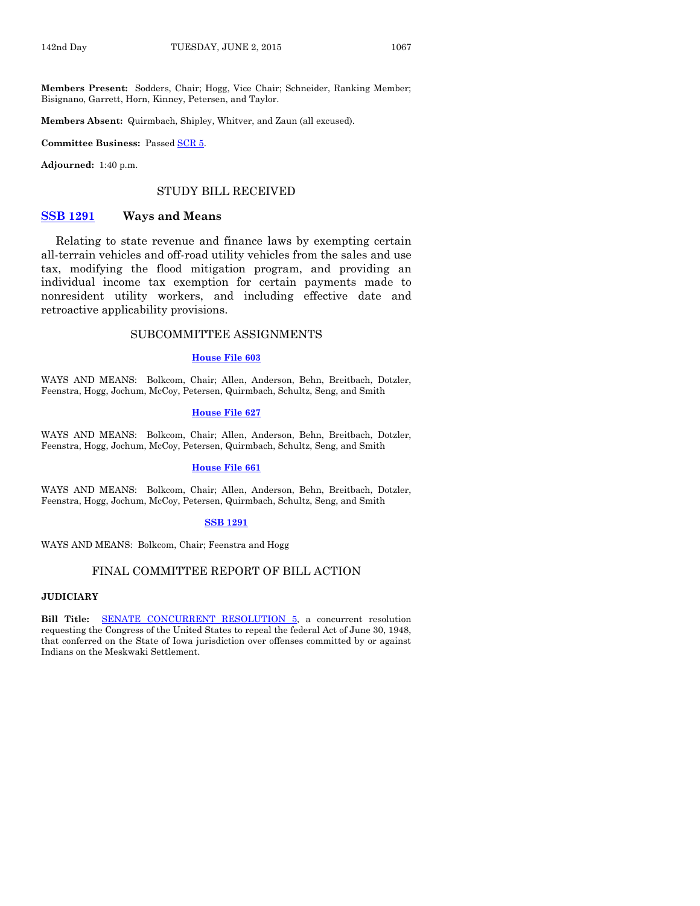**Members Present:** Sodders, Chair; Hogg, Vice Chair; Schneider, Ranking Member; Bisignano, Garrett, Horn, Kinney, Petersen, and Taylor.

**Members Absent:** Quirmbach, Shipley, Whitver, and Zaun (all excused).

**Committee Business:** Passed SCR 5.

**Adjourned:** 1:40 p.m.

## STUDY BILL RECEIVED

### SSB 1291 Ways and Means

Relating to state revenue and finance laws by exempting certain all-terrain vehicles and off-road utility vehicles from the sales and use tax, modifying the flood mitigation program, and providing an individual income tax exemption for certain payments made to nonresident utility workers, and including effective date and retroactive applicability provisions.

## SUBCOMMITTEE ASSIGNMENTS

**House File 603**

WAYS AND MEANS: Bolkcom, Chair; Allen, Anderson, Behn, Breitbach, Dotzler, Feenstra, Hogg, Jochum, McCoy, Petersen, Quirmbach, Schultz, Seng, and Smith

**House File 627**

WAYS AND MEANS: Bolkcom, Chair; Allen, Anderson, Behn, Breitbach, Dotzler, Feenstra, Hogg, Jochum, McCoy, Petersen, Quirmbach, Schultz, Seng, and Smith

**House File 661**

WAYS AND MEANS: Bolkcom, Chair; Allen, Anderson, Behn, Breitbach, Dotzler, Feenstra, Hogg, Jochum, McCoy, Petersen, Quirmbach, Schultz, Seng, and Smith

**SSB 1291**

WAYS AND MEANS: Bolkcom, Chair; Feenstra and Hogg

## FINAL COMMITTEE REPORT OF BILL ACTION

**JUDICIARY**

**Bill Title:** SENATE CONCURRENT RESOLUTION 5, a concurrent resolution requesting the Congress of the United States to repeal the federal Act of June 30, 1948, that conferred on the State of Iowa jurisdiction over offenses committed by or against Indians on the Meskwaki Settlement.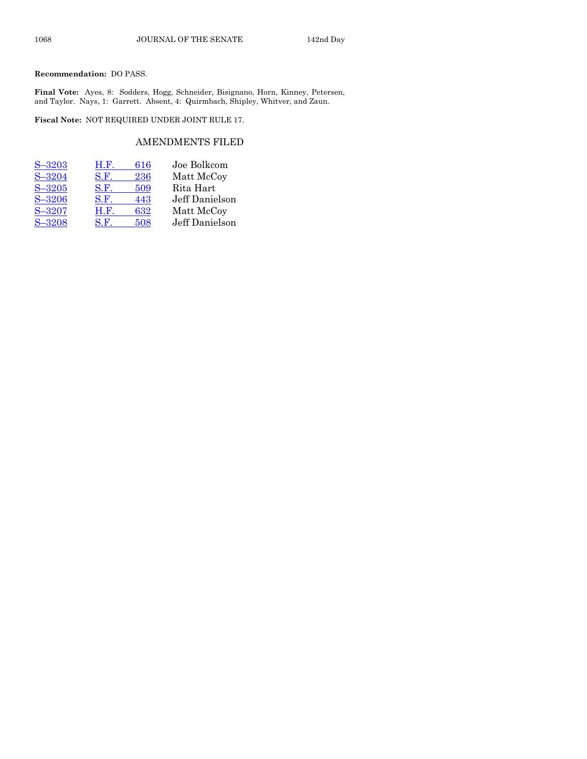**Recommendation:** DO PASS.

**Final Vote:** Ayes, 8: Sodders, Hogg, Schneider, Bisignano, Horn, Kinney, Petersen, and Taylor. Nays, 1: Garrett. Absent, 4: Quirmbach, Shipley, Whitver, and Zaun.

**Fiscal Note:** NOT REQUIRED UNDER JOINT RULE 17.

## AMENDMENTS FILED

| | | |
|---|---|---|
| S–3203 | H.F. 616 | Joe Bolkcom |
| S–3204 | S.F. 236 | Matt McCoy |
| S–3205 | S.F. 509 | Rita Hart |
| S–3206 | S.F. 443 | Jeff Danielson |
| S–3207 | H.F. 632 | Matt McCoy |
| S–3208 | S.F. 508 | Jeff Danielson |